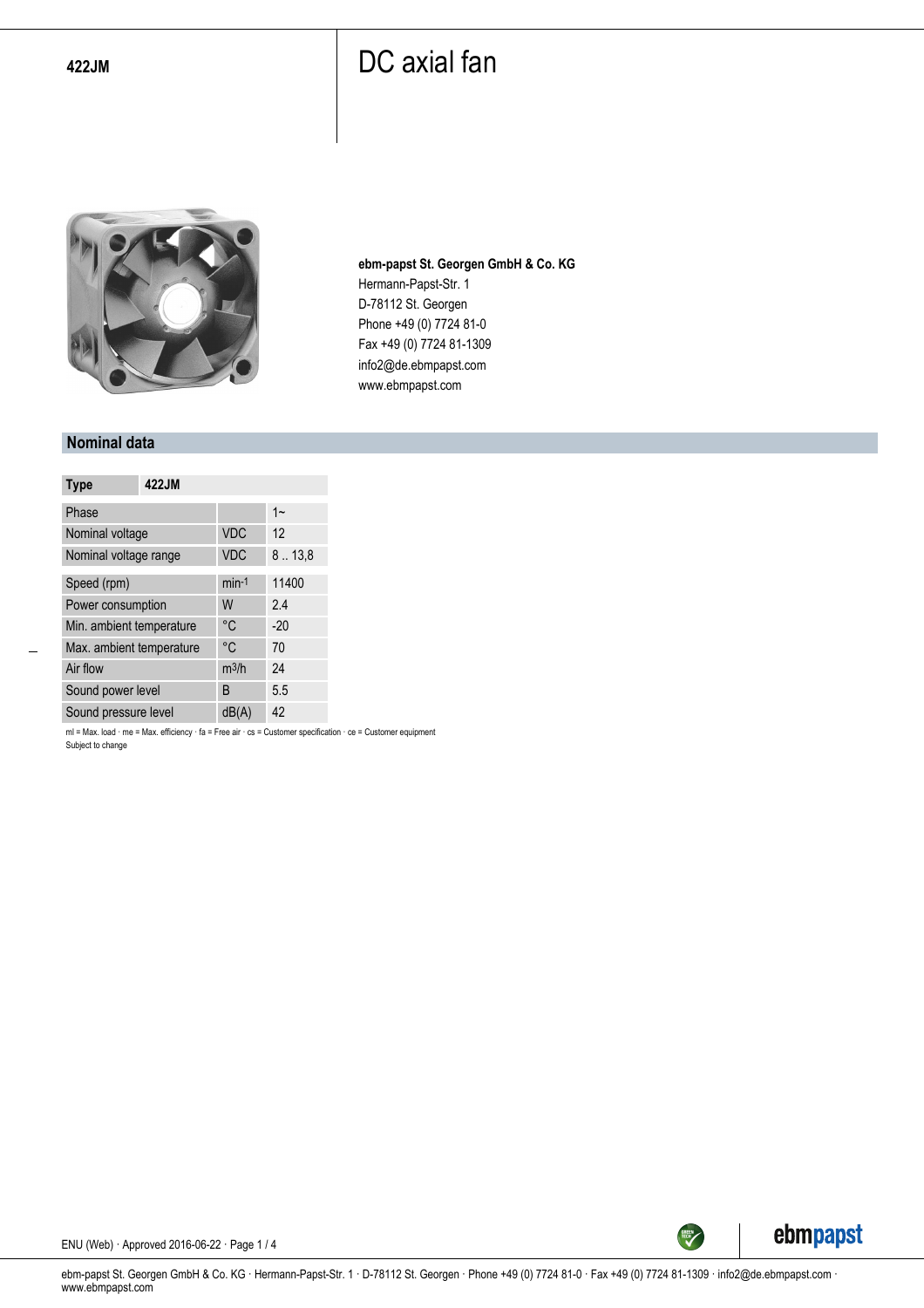**422JM**

# DC axial fan

**ebm-papst St. Georgen GmbH & Co. KG**
Hermann-Papst-Str. 1
D-78112 St. Georgen
Phone +49 (0) 7724 81-0
Fax +49 (0) 7724 81-1309
info2@de.ebmpapst.com
www.ebmpapst.com

## Nominal data

| Type | | 422JM |
|---|---|---|
| Phase | | 1~ |
| Nominal voltage | VDC | 12 |
| Nominal voltage range | VDC | 8 .. 13,8 |
| Speed (rpm) | $min^{-1}$ | 11400 |
| Power consumption | W | 2.4 |
| Min. ambient temperature | °C | -20 |
| Max. ambient temperature | °C | 70 |
| Air flow | $m^3/h$ | 24 |
| Sound power level | B | 5.5 |
| Sound pressure level | dB(A) | 42 |

ml = Max. load · me = Max. efficiency · fa = Free air · cs = Customer specification · ce = Customer equipment
Subject to change

ENU (Web) · Approved 2016-06-22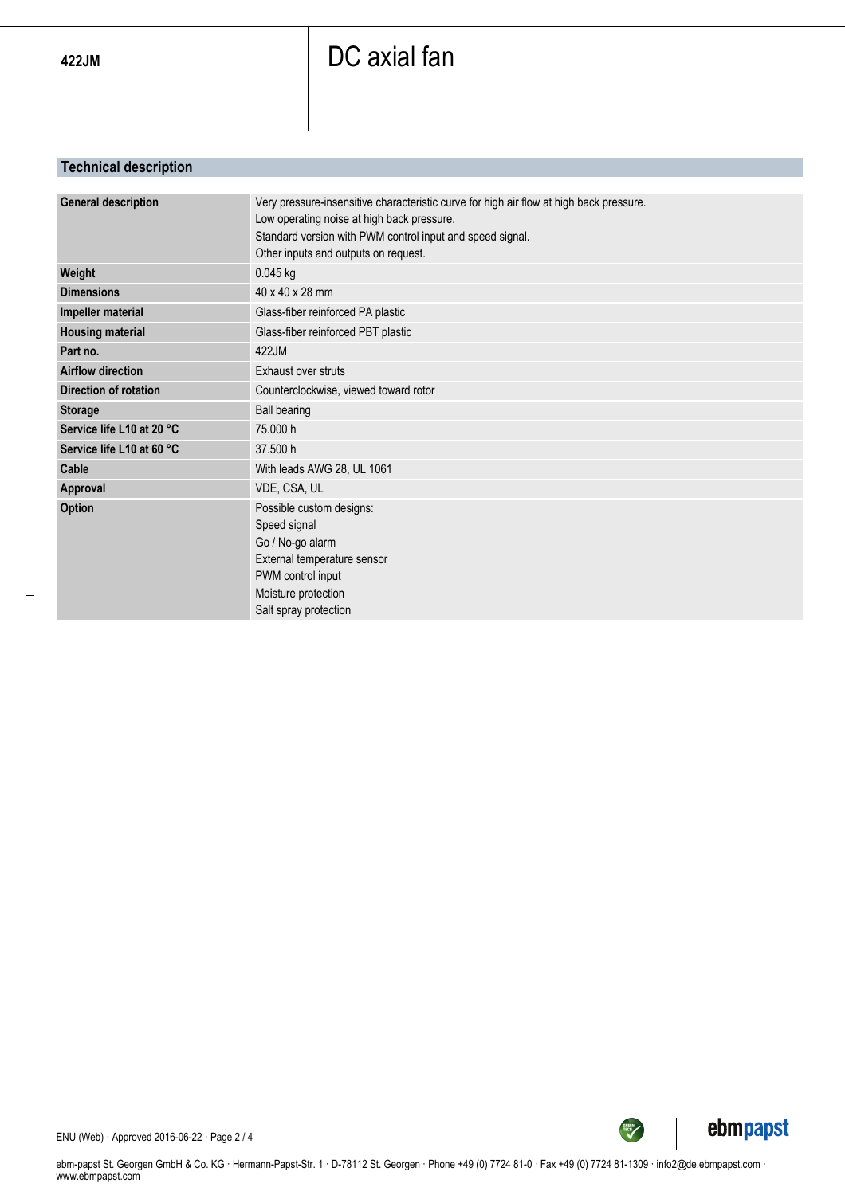422JM

# DC axial fan

## Technical description

| | |
|---|---|
| **General description** | Very pressure-insensitive characteristic curve for high air flow at high back pressure.<br>Low operating noise at high back pressure.<br>Standard version with PWM control input and speed signal.<br>Other inputs and outputs on request. |
| **Weight** | 0.045 kg |
| **Dimensions** | 40 x 40 x 28 mm |
| **Impeller material** | Glass-fiber reinforced PA plastic |
| **Housing material** | Glass-fiber reinforced PBT plastic |
| **Part no.** | 422JM |
| **Airflow direction** | Exhaust over struts |
| **Direction of rotation** | Counterclockwise, viewed toward rotor |
| **Storage** | Ball bearing |
| **Service life L10 at 20 °C** | 75.000 h |
| **Service life L10 at 60 °C** | 37.500 h |
| **Cable** | With leads AWG 28, UL 1061 |
| **Approval** | VDE, CSA, UL |
| **Option** | Possible custom designs:<br>Speed signal<br>Go / No-go alarm<br>External temperature sensor<br>PWM control input<br>Moisture protection<br>Salt spray protection |

ENU (Web) · Approved 2016-06-22

ebm-papst St. Georgen GmbH & Co. KG · Hermann-Papst-Str. 1 · D-78112 St. Georgen · Phone +49 (0) 7724 81-0 · Fax +49 (0) 7724 81-1309 · info2@de.ebmpapst.com · www.ebmpapst.com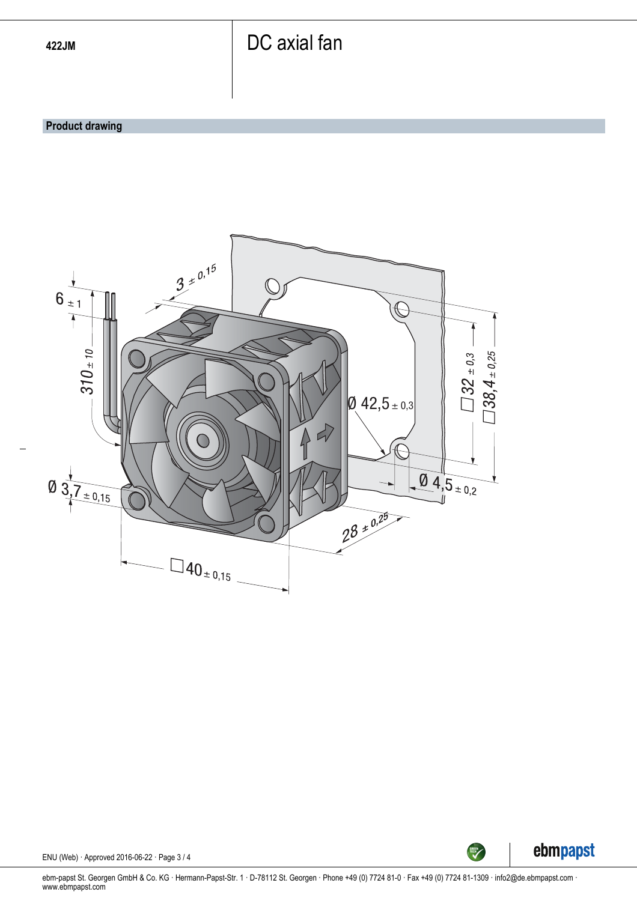**422JM**

# DC axial fan

## Product drawing

6 ± 1

310 ± 10

3 ± 0,15

Ø 42,5 ± 0,3

□32 ± 0,3

□38,4 ± 0,25

Ø 4,5 ± 0,2

Ø 3,7 ± 0,15

28 ± 0,25

□40 ± 0,15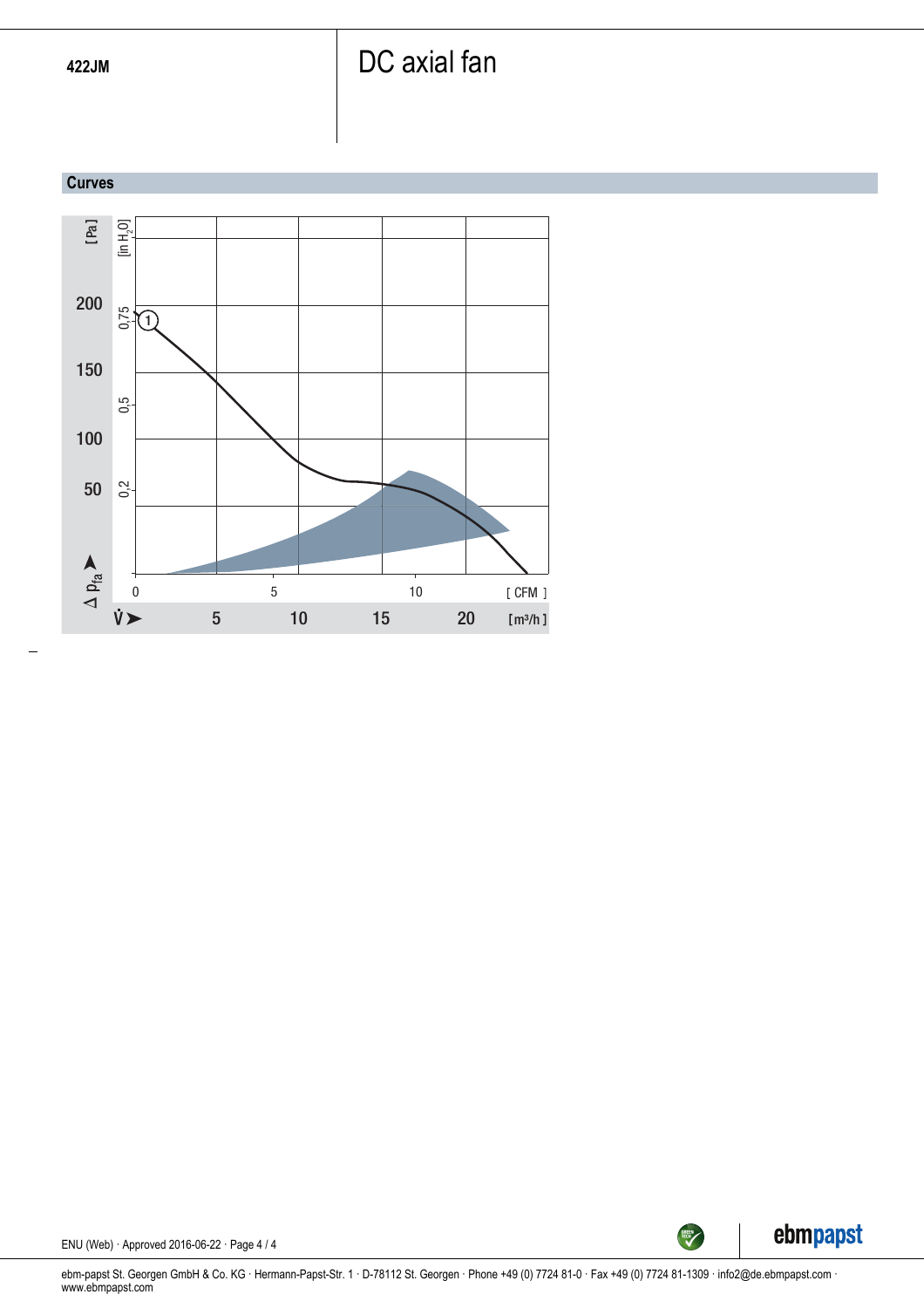422JM

# DC axial fan

## Curves

[Pa]
[in H$_2$O]

200
150
100
50

0,75
0,5
0,2

$\Delta p_{fa}$

1

0
5
10
[ CFM ]

$\dot{V}$
5
10
15
20
[m³/h]

ENU (Web) · Approved 2016-06-22 · Page 4 / 4

ebmpapst

ebm-papst St. Georgen GmbH & Co. KG · Hermann-Papst-Str. 1 · D-78112 St. Georgen · Phone +49 (0) 7724 81-0 · Fax +49 (0) 7724 81-1309 · info2@de.ebmpapst.com · www.ebmpapst.com